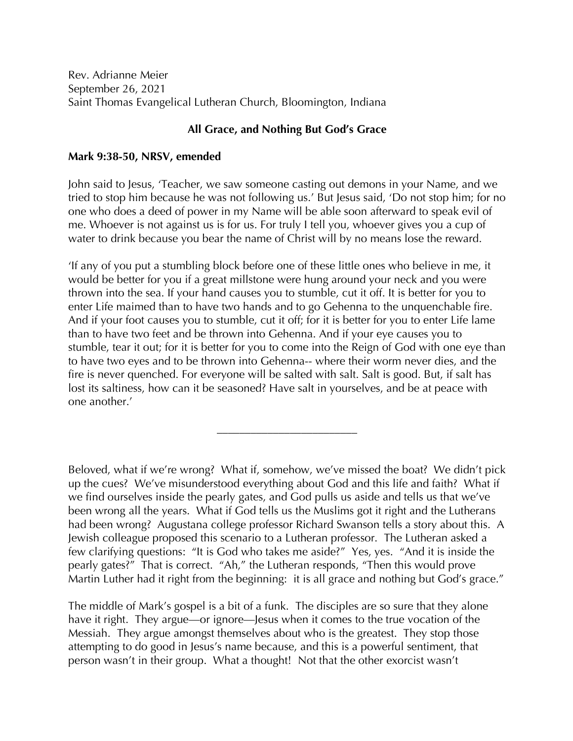Rev. Adrianne Meier
September 26, 2021
Saint Thomas Evangelical Lutheran Church, Bloomington, Indiana

## All Grace, and Nothing But God's Grace

**Mark 9:38-50, NRSV, emended**

John said to Jesus, 'Teacher, we saw someone casting out demons in your Name, and we tried to stop him because he was not following us.' But Jesus said, 'Do not stop him; for no one who does a deed of power in my Name will be able soon afterward to speak evil of me. Whoever is not against us is for us. For truly I tell you, whoever gives you a cup of water to drink because you bear the name of Christ will by no means lose the reward.

'If any of you put a stumbling block before one of these little ones who believe in me, it would be better for you if a great millstone were hung around your neck and you were thrown into the sea. If your hand causes you to stumble, cut it off. It is better for you to enter Life maimed than to have two hands and to go Gehenna to the unquenchable fire. And if your foot causes you to stumble, cut it off; for it is better for you to enter Life lame than to have two feet and be thrown into Gehenna. And if your eye causes you to stumble, tear it out; for it is better for you to come into the Reign of God with one eye than to have two eyes and to be thrown into Gehenna-- where their worm never dies, and the fire is never quenched. For everyone will be salted with salt. Salt is good. But, if salt has lost its saltiness, how can it be seasoned? Have salt in yourselves, and be at peace with one another.'

---

Beloved, what if we're wrong? What if, somehow, we've missed the boat? We didn't pick up the cues? We've misunderstood everything about God and this life and faith? What if we find ourselves inside the pearly gates, and God pulls us aside and tells us that we've been wrong all the years. What if God tells us the Muslims got it right and the Lutherans had been wrong? Augustana college professor Richard Swanson tells a story about this. A Jewish colleague proposed this scenario to a Lutheran professor. The Lutheran asked a few clarifying questions: "It is God who takes me aside?" Yes, yes. "And it is inside the pearly gates?" That is correct. "Ah," the Lutheran responds, "Then this would prove Martin Luther had it right from the beginning: it is all grace and nothing but God's grace."

The middle of Mark's gospel is a bit of a funk. The disciples are so sure that they alone have it right. They argue—or ignore—Jesus when it comes to the true vocation of the Messiah. They argue amongst themselves about who is the greatest. They stop those attempting to do good in Jesus's name because, and this is a powerful sentiment, that person wasn't in their group. What a thought! Not that the other exorcist wasn't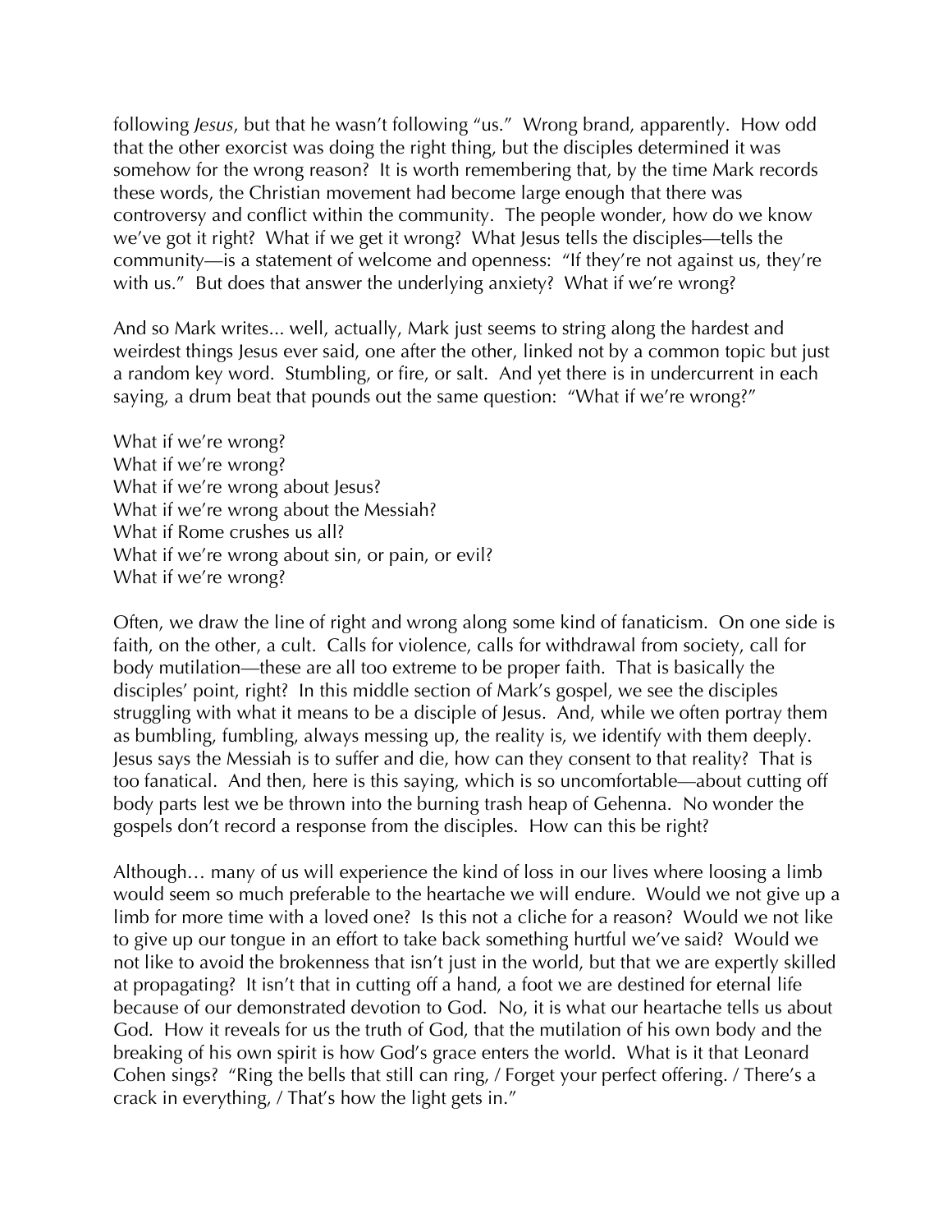following *Jesus*, but that he wasn't following "us." Wrong brand, apparently. How odd that the other exorcist was doing the right thing, but the disciples determined it was somehow for the wrong reason? It is worth remembering that, by the time Mark records these words, the Christian movement had become large enough that there was controversy and conflict within the community. The people wonder, how do we know we've got it right? What if we get it wrong? What Jesus tells the disciples—tells the community—is a statement of welcome and openness: "If they're not against us, they're with us." But does that answer the underlying anxiety? What if we're wrong?

And so Mark writes... well, actually, Mark just seems to string along the hardest and weirdest things Jesus ever said, one after the other, linked not by a common topic but just a random key word. Stumbling, or fire, or salt. And yet there is in undercurrent in each saying, a drum beat that pounds out the same question: "What if we're wrong?"

What if we're wrong?
What if we're wrong?
What if we're wrong about Jesus?
What if we're wrong about the Messiah?
What if Rome crushes us all?
What if we're wrong about sin, or pain, or evil?
What if we're wrong?

Often, we draw the line of right and wrong along some kind of fanaticism. On one side is faith, on the other, a cult. Calls for violence, calls for withdrawal from society, call for body mutilation—these are all too extreme to be proper faith. That is basically the disciples' point, right? In this middle section of Mark's gospel, we see the disciples struggling with what it means to be a disciple of Jesus. And, while we often portray them as bumbling, fumbling, always messing up, the reality is, we identify with them deeply. Jesus says the Messiah is to suffer and die, how can they consent to that reality? That is too fanatical. And then, here is this saying, which is so uncomfortable—about cutting off body parts lest we be thrown into the burning trash heap of Gehenna. No wonder the gospels don't record a response from the disciples. How can this be right?

Although… many of us will experience the kind of loss in our lives where loosing a limb would seem so much preferable to the heartache we will endure. Would we not give up a limb for more time with a loved one? Is this not a cliche for a reason? Would we not like to give up our tongue in an effort to take back something hurtful we've said? Would we not like to avoid the brokenness that isn't just in the world, but that we are expertly skilled at propagating? It isn't that in cutting off a hand, a foot we are destined for eternal life because of our demonstrated devotion to God. No, it is what our heartache tells us about God. How it reveals for us the truth of God, that the mutilation of his own body and the breaking of his own spirit is how God's grace enters the world. What is it that Leonard Cohen sings? "Ring the bells that still can ring, / Forget your perfect offering. / There's a crack in everything, / That's how the light gets in."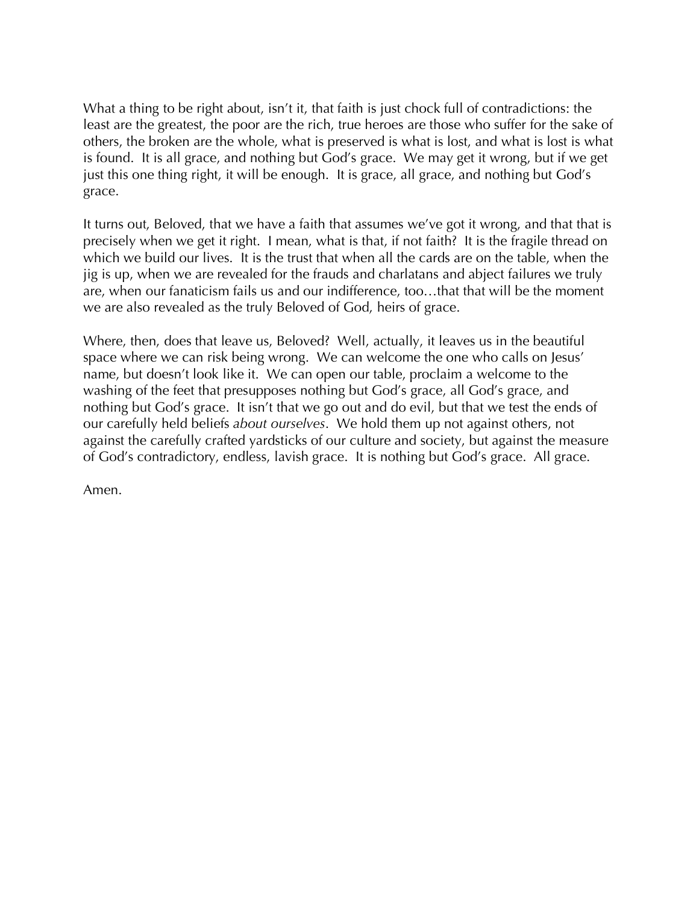What a thing to be right about, isn't it, that faith is just chock full of contradictions: the least are the greatest, the poor are the rich, true heroes are those who suffer for the sake of others, the broken are the whole, what is preserved is what is lost, and what is lost is what is found. It is all grace, and nothing but God's grace. We may get it wrong, but if we get just this one thing right, it will be enough. It is grace, all grace, and nothing but God's grace.

It turns out, Beloved, that we have a faith that assumes we've got it wrong, and that that is precisely when we get it right. I mean, what is that, if not faith? It is the fragile thread on which we build our lives. It is the trust that when all the cards are on the table, when the jig is up, when we are revealed for the frauds and charlatans and abject failures we truly are, when our fanaticism fails us and our indifference, too…that that will be the moment we are also revealed as the truly Beloved of God, heirs of grace.

Where, then, does that leave us, Beloved? Well, actually, it leaves us in the beautiful space where we can risk being wrong. We can welcome the one who calls on Jesus' name, but doesn't look like it. We can open our table, proclaim a welcome to the washing of the feet that presupposes nothing but God's grace, all God's grace, and nothing but God's grace. It isn't that we go out and do evil, but that we test the ends of our carefully held beliefs *about ourselves*. We hold them up not against others, not against the carefully crafted yardsticks of our culture and society, but against the measure of God's contradictory, endless, lavish grace. It is nothing but God's grace. All grace.

Amen.